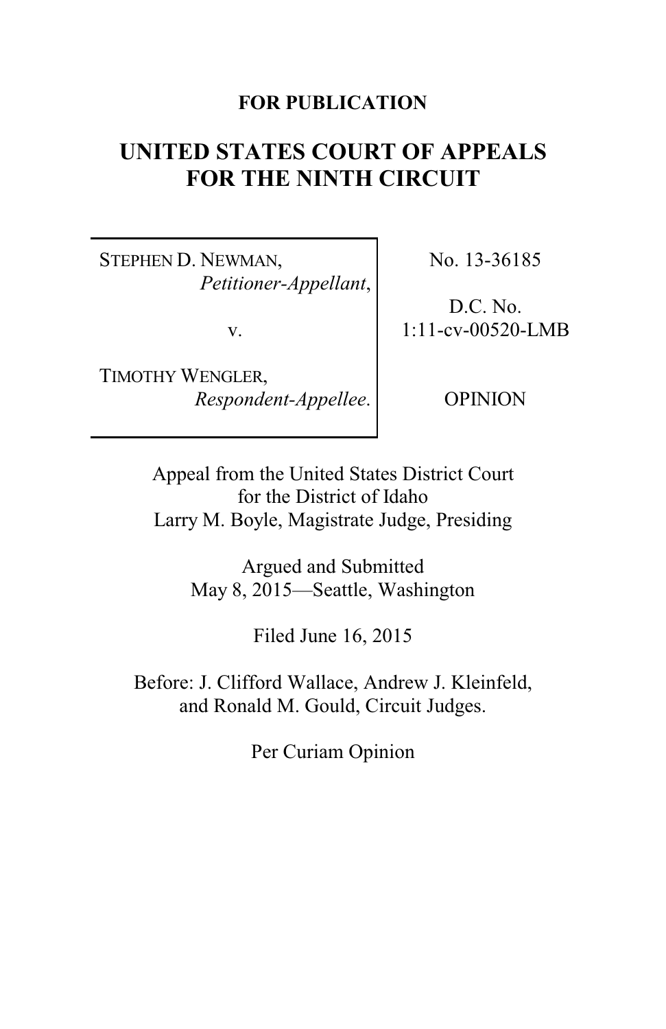**FOR PUBLICATION**

# UNITED STATES COURT OF APPEALS FOR THE NINTH CIRCUIT

| | |
|---|---|
| STEPHEN D. NEWMAN, *Petitioner-Appellant*, v. TIMOTHY WENGLER, *Respondent-Appellee*. | No. 13-36185 D.C. No. 1:11-cv-00520-LMB OPINION |

Appeal from the United States District Court for the District of Idaho
Larry M. Boyle, Magistrate Judge, Presiding

Argued and Submitted
May 8, 2015—Seattle, Washington

Filed June 16, 2015

Before: J. Clifford Wallace, Andrew J. Kleinfeld, and Ronald M. Gould, Circuit Judges.

Per Curiam Opinion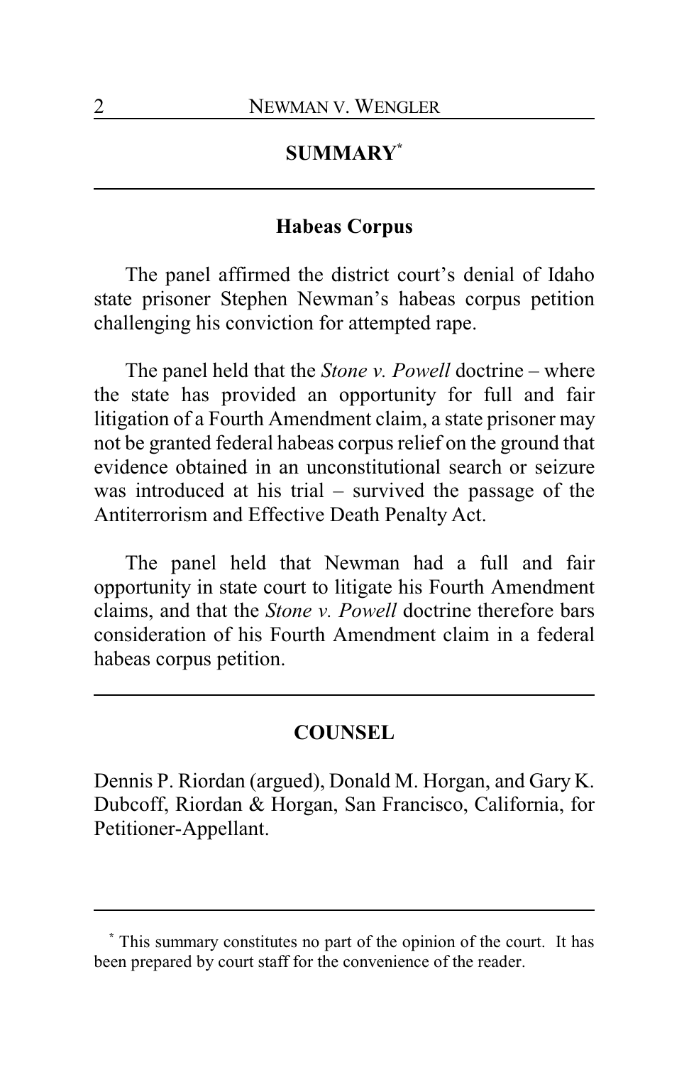## SUMMARY[*]

### Habeas Corpus

The panel affirmed the district court's denial of Idaho state prisoner Stephen Newman's habeas corpus petition challenging his conviction for attempted rape.

The panel held that the *Stone v. Powell* doctrine – where the state has provided an opportunity for full and fair litigation of a Fourth Amendment claim, a state prisoner may not be granted federal habeas corpus relief on the ground that evidence obtained in an unconstitutional search or seizure was introduced at his trial – survived the passage of the Antiterrorism and Effective Death Penalty Act.

The panel held that Newman had a full and fair opportunity in state court to litigate his Fourth Amendment claims, and that the *Stone v. Powell* doctrine therefore bars consideration of his Fourth Amendment claim in a federal habeas corpus petition.

## COUNSEL

Dennis P. Riordan (argued), Donald M. Horgan, and Gary K. Dubcoff, Riordan & Horgan, San Francisco, California, for Petitioner-Appellant.

[*] This summary constitutes no part of the opinion of the court. It has been prepared by court staff for the convenience of the reader.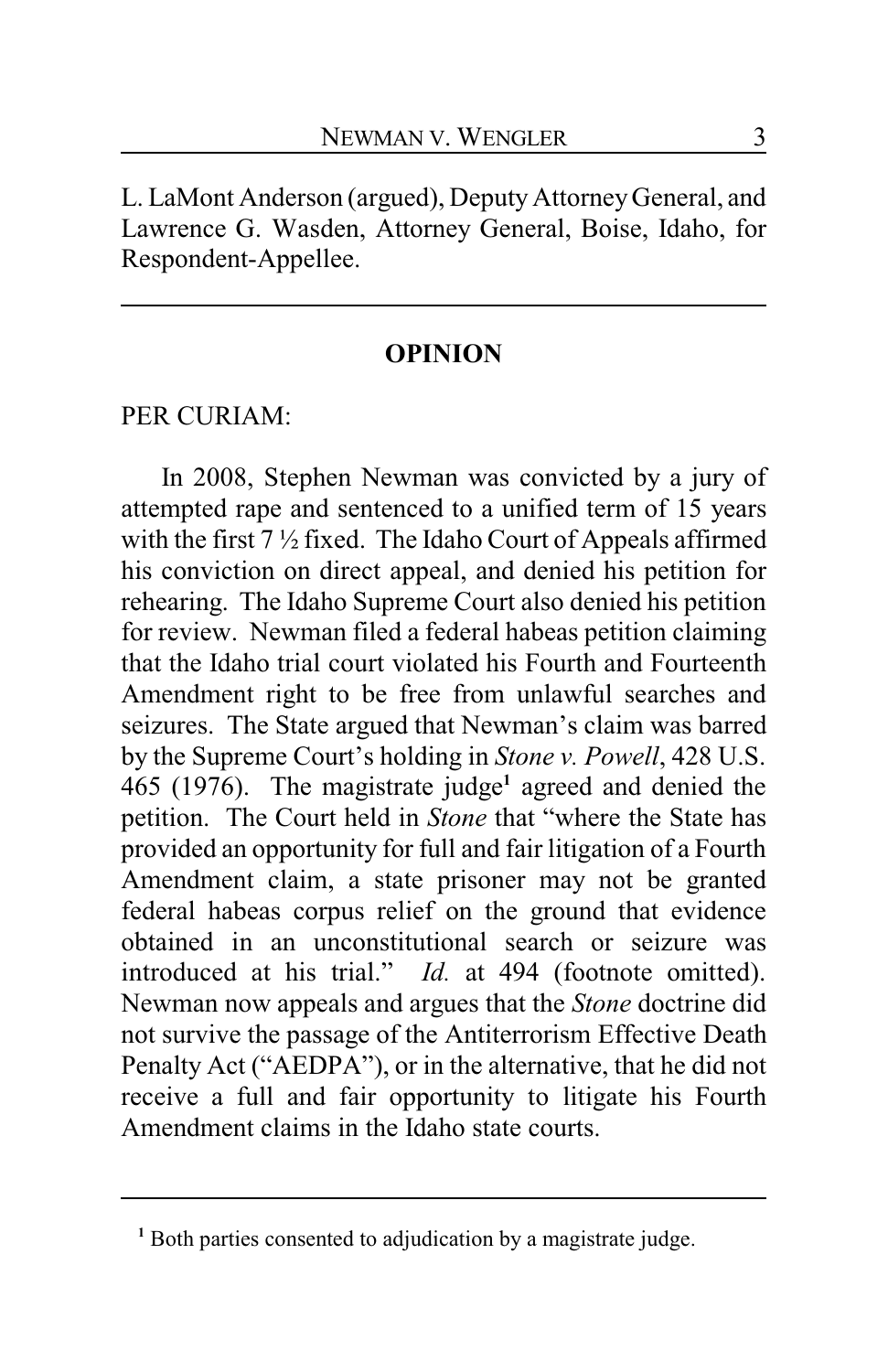L. LaMont Anderson (argued), Deputy Attorney General, and Lawrence G. Wasden, Attorney General, Boise, Idaho, for Respondent-Appellee.

---

## OPINION

PER CURIAM:

In 2008, Stephen Newman was convicted by a jury of attempted rape and sentenced to a unified term of 15 years with the first 7 ½ fixed. The Idaho Court of Appeals affirmed his conviction on direct appeal, and denied his petition for rehearing. The Idaho Supreme Court also denied his petition for review. Newman filed a federal habeas petition claiming that the Idaho trial court violated his Fourth and Fourteenth Amendment right to be free from unlawful searches and seizures. The State argued that Newman's claim was barred by the Supreme Court's holding in *Stone v. Powell*, 428 U.S. 465 (1976). The magistrate judge[1] agreed and denied the petition. The Court held in *Stone* that "where the State has provided an opportunity for full and fair litigation of a Fourth Amendment claim, a state prisoner may not be granted federal habeas corpus relief on the ground that evidence obtained in an unconstitutional search or seizure was introduced at his trial." *Id.* at 494 (footnote omitted). Newman now appeals and argues that the *Stone* doctrine did not survive the passage of the Antiterrorism Effective Death Penalty Act ("AEDPA"), or in the alternative, that he did not receive a full and fair opportunity to litigate his Fourth Amendment claims in the Idaho state courts.

---

[1] Both parties consented to adjudication by a magistrate judge.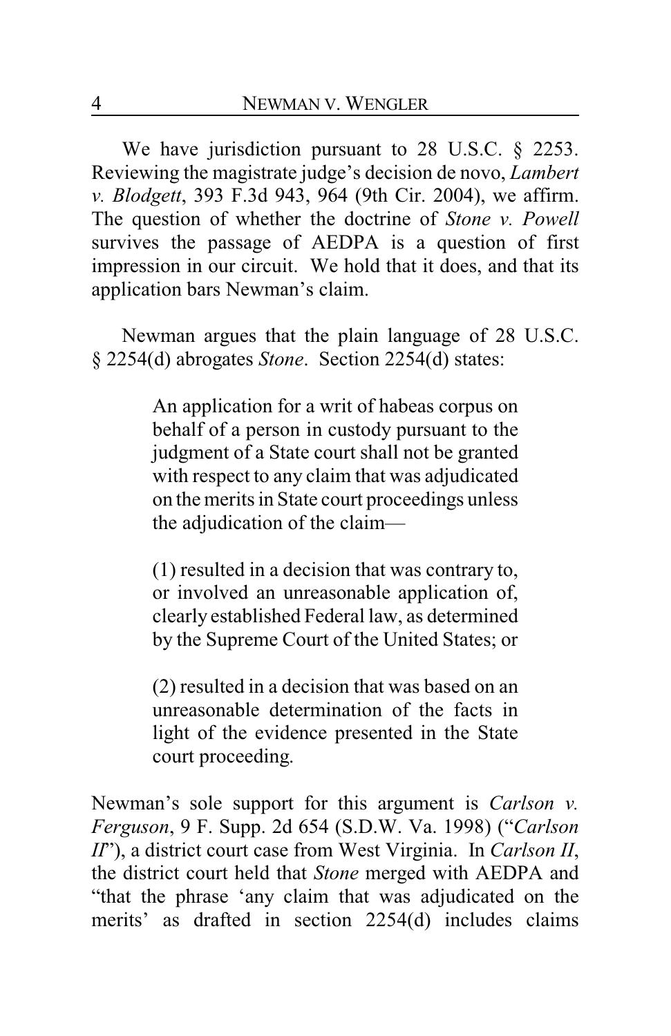We have jurisdiction pursuant to 28 U.S.C. § 2253. Reviewing the magistrate judge's decision de novo, *Lambert v. Blodgett*, 393 F.3d 943, 964 (9th Cir. 2004), we affirm. The question of whether the doctrine of *Stone v. Powell* survives the passage of AEDPA is a question of first impression in our circuit. We hold that it does, and that its application bars Newman's claim.

Newman argues that the plain language of 28 U.S.C. § 2254(d) abrogates *Stone*. Section 2254(d) states:

> An application for a writ of habeas corpus on behalf of a person in custody pursuant to the judgment of a State court shall not be granted with respect to any claim that was adjudicated on the merits in State court proceedings unless the adjudication of the claim—
>
> (1) resulted in a decision that was contrary to, or involved an unreasonable application of, clearly established Federal law, as determined by the Supreme Court of the United States; or
>
> (2) resulted in a decision that was based on an unreasonable determination of the facts in light of the evidence presented in the State court proceeding.

Newman's sole support for this argument is *Carlson v. Ferguson*, 9 F. Supp. 2d 654 (S.D.W. Va. 1998) ("*Carlson II*"), a district court case from West Virginia. In *Carlson II*, the district court held that *Stone* merged with AEDPA and "that the phrase 'any claim that was adjudicated on the merits' as drafted in section 2254(d) includes claims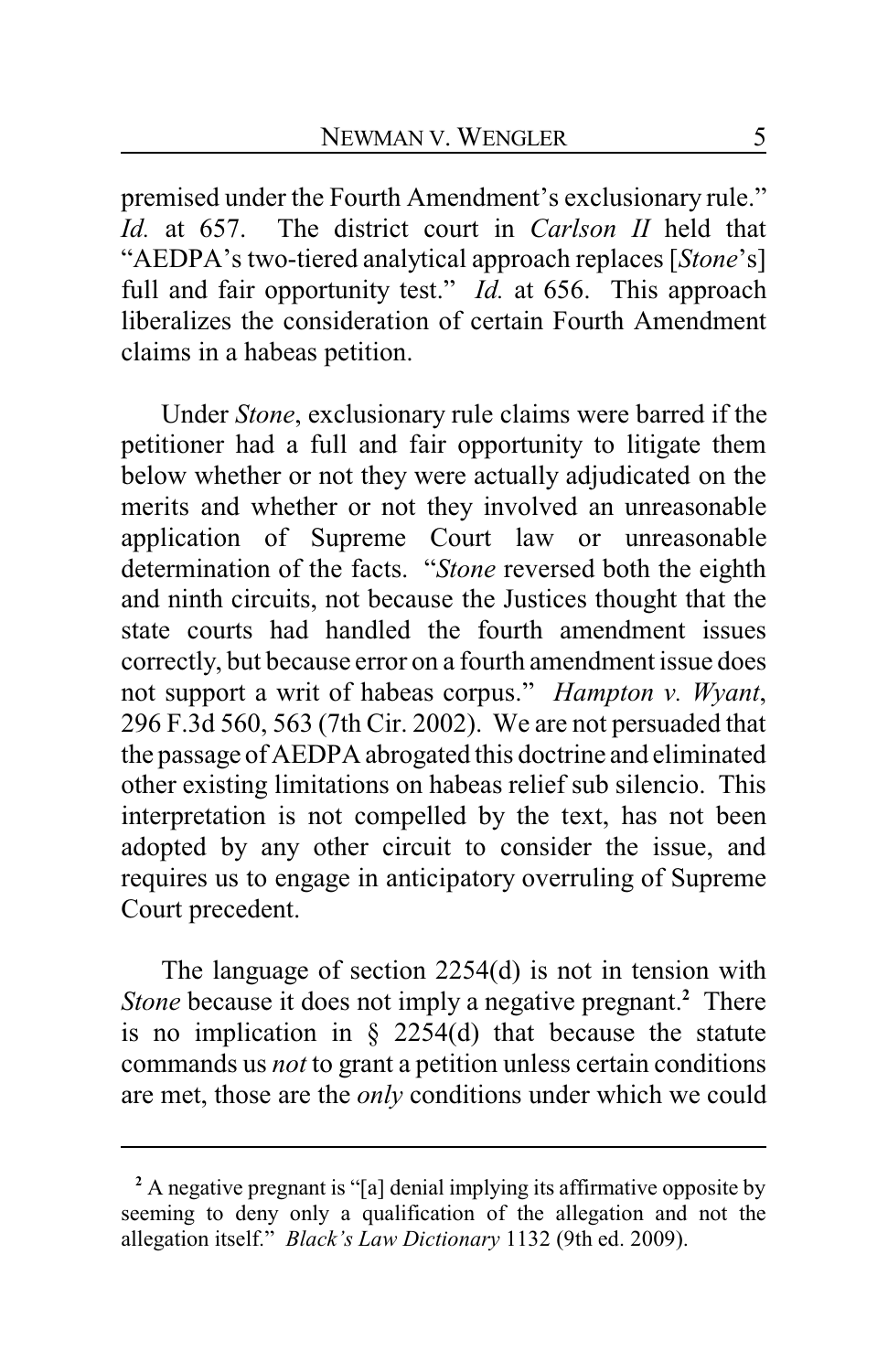premised under the Fourth Amendment's exclusionary rule." *Id.* at 657. The district court in *Carlson II* held that "AEDPA's two-tiered analytical approach replaces [*Stone*'s] full and fair opportunity test." *Id.* at 656. This approach liberalizes the consideration of certain Fourth Amendment claims in a habeas petition.

Under *Stone*, exclusionary rule claims were barred if the petitioner had a full and fair opportunity to litigate them below whether or not they were actually adjudicated on the merits and whether or not they involved an unreasonable application of Supreme Court law or unreasonable determination of the facts. "*Stone* reversed both the eighth and ninth circuits, not because the Justices thought that the state courts had handled the fourth amendment issues correctly, but because error on a fourth amendment issue does not support a writ of habeas corpus." *Hampton v. Wyant*, 296 F.3d 560, 563 (7th Cir. 2002). We are not persuaded that the passage of AEDPA abrogated this doctrine and eliminated other existing limitations on habeas relief sub silencio. This interpretation is not compelled by the text, has not been adopted by any other circuit to consider the issue, and requires us to engage in anticipatory overruling of Supreme Court precedent.

The language of section 2254(d) is not in tension with *Stone* because it does not imply a negative pregnant.[2] There is no implication in § 2254(d) that because the statute commands us *not* to grant a petition unless certain conditions are met, those are the *only* conditions under which we could

[2] A negative pregnant is "[a] denial implying its affirmative opposite by seeming to deny only a qualification of the allegation and not the allegation itself." *Black's Law Dictionary* 1132 (9th ed. 2009).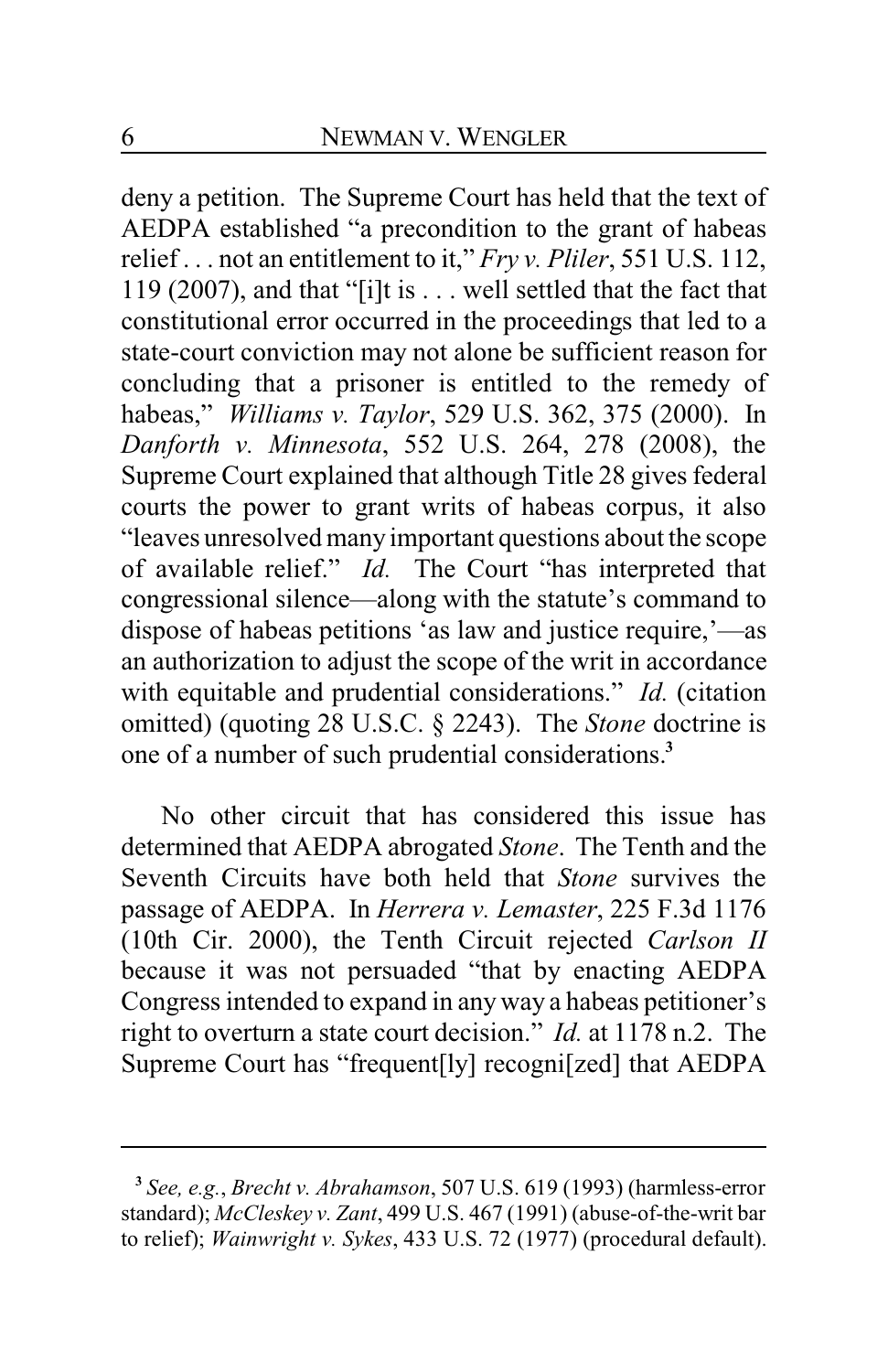deny a petition. The Supreme Court has held that the text of AEDPA established "a precondition to the grant of habeas relief . . . not an entitlement to it," *Fry v. Pliler*, 551 U.S. 112, 119 (2007), and that "[i]t is . . . well settled that the fact that constitutional error occurred in the proceedings that led to a state-court conviction may not alone be sufficient reason for concluding that a prisoner is entitled to the remedy of habeas," *Williams v. Taylor*, 529 U.S. 362, 375 (2000). In *Danforth v. Minnesota*, 552 U.S. 264, 278 (2008), the Supreme Court explained that although Title 28 gives federal courts the power to grant writs of habeas corpus, it also "leaves unresolved many important questions about the scope of available relief." *Id.* The Court "has interpreted that congressional silence—along with the statute's command to dispose of habeas petitions 'as law and justice require,'—as an authorization to adjust the scope of the writ in accordance with equitable and prudential considerations." *Id.* (citation omitted) (quoting 28 U.S.C. § 2243). The *Stone* doctrine is one of a number of such prudential considerations.[3]

No other circuit that has considered this issue has determined that AEDPA abrogated *Stone*. The Tenth and the Seventh Circuits have both held that *Stone* survives the passage of AEDPA. In *Herrera v. Lemaster*, 225 F.3d 1176 (10th Cir. 2000), the Tenth Circuit rejected *Carlson II* because it was not persuaded "that by enacting AEDPA Congress intended to expand in any way a habeas petitioner's right to overturn a state court decision." *Id.* at 1178 n.2. The Supreme Court has "frequent[ly] recogni[zed] that AEDPA

---

[3] *See, e.g.*, *Brecht v. Abrahamson*, 507 U.S. 619 (1993) (harmless-error standard); *McCleskey v. Zant*, 499 U.S. 467 (1991) (abuse-of-the-writ bar to relief); *Wainwright v. Sykes*, 433 U.S. 72 (1977) (procedural default).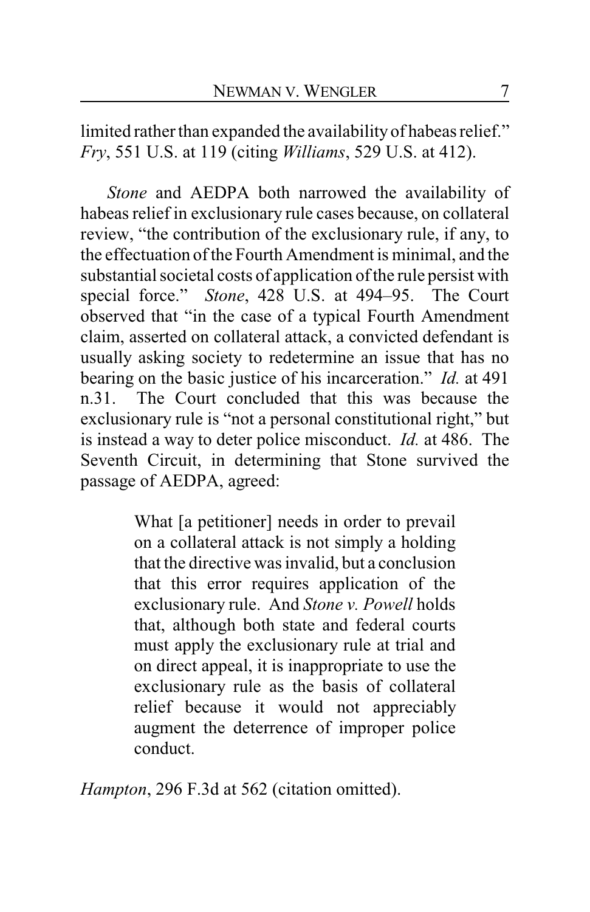limited rather than expanded the availability of habeas relief." *Fry*, 551 U.S. at 119 (citing *Williams*, 529 U.S. at 412).

*Stone* and AEDPA both narrowed the availability of habeas relief in exclusionary rule cases because, on collateral review, "the contribution of the exclusionary rule, if any, to the effectuation of the Fourth Amendment is minimal, and the substantial societal costs of application of the rule persist with special force." *Stone*, 428 U.S. at 494–95. The Court observed that "in the case of a typical Fourth Amendment claim, asserted on collateral attack, a convicted defendant is usually asking society to redetermine an issue that has no bearing on the basic justice of his incarceration." *Id.* at 491 n.31. The Court concluded that this was because the exclusionary rule is "not a personal constitutional right," but is instead a way to deter police misconduct. *Id.* at 486. The Seventh Circuit, in determining that Stone survived the passage of AEDPA, agreed:

> What [a petitioner] needs in order to prevail on a collateral attack is not simply a holding that the directive was invalid, but a conclusion that this error requires application of the exclusionary rule. And *Stone v. Powell* holds that, although both state and federal courts must apply the exclusionary rule at trial and on direct appeal, it is inappropriate to use the exclusionary rule as the basis of collateral relief because it would not appreciably augment the deterrence of improper police conduct.

*Hampton*, 296 F.3d at 562 (citation omitted).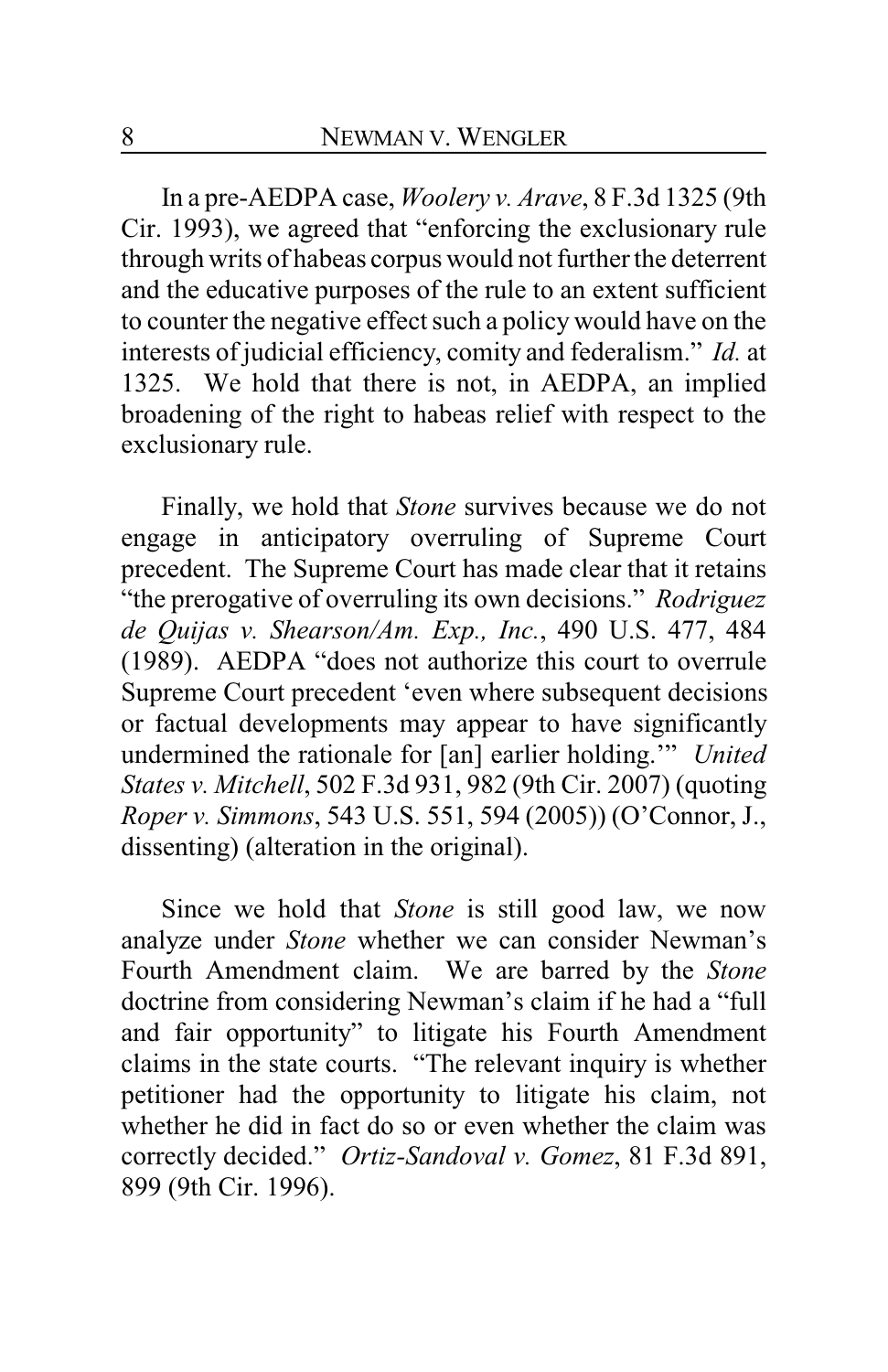In a pre-AEDPA case, *Woolery v. Arave*, 8 F.3d 1325 (9th Cir. 1993), we agreed that "enforcing the exclusionary rule through writs of habeas corpus would not further the deterrent and the educative purposes of the rule to an extent sufficient to counter the negative effect such a policy would have on the interests of judicial efficiency, comity and federalism." *Id.* at 1325. We hold that there is not, in AEDPA, an implied broadening of the right to habeas relief with respect to the exclusionary rule.

Finally, we hold that *Stone* survives because we do not engage in anticipatory overruling of Supreme Court precedent. The Supreme Court has made clear that it retains "the prerogative of overruling its own decisions." *Rodriguez de Quijas v. Shearson/Am. Exp., Inc.*, 490 U.S. 477, 484 (1989). AEDPA "does not authorize this court to overrule Supreme Court precedent 'even where subsequent decisions or factual developments may appear to have significantly undermined the rationale for [an] earlier holding.'" *United States v. Mitchell*, 502 F.3d 931, 982 (9th Cir. 2007) (quoting *Roper v. Simmons*, 543 U.S. 551, 594 (2005)) (O'Connor, J., dissenting) (alteration in the original).

Since we hold that *Stone* is still good law, we now analyze under *Stone* whether we can consider Newman's Fourth Amendment claim. We are barred by the *Stone* doctrine from considering Newman's claim if he had a "full and fair opportunity" to litigate his Fourth Amendment claims in the state courts. "The relevant inquiry is whether petitioner had the opportunity to litigate his claim, not whether he did in fact do so or even whether the claim was correctly decided." *Ortiz-Sandoval v. Gomez*, 81 F.3d 891, 899 (9th Cir. 1996).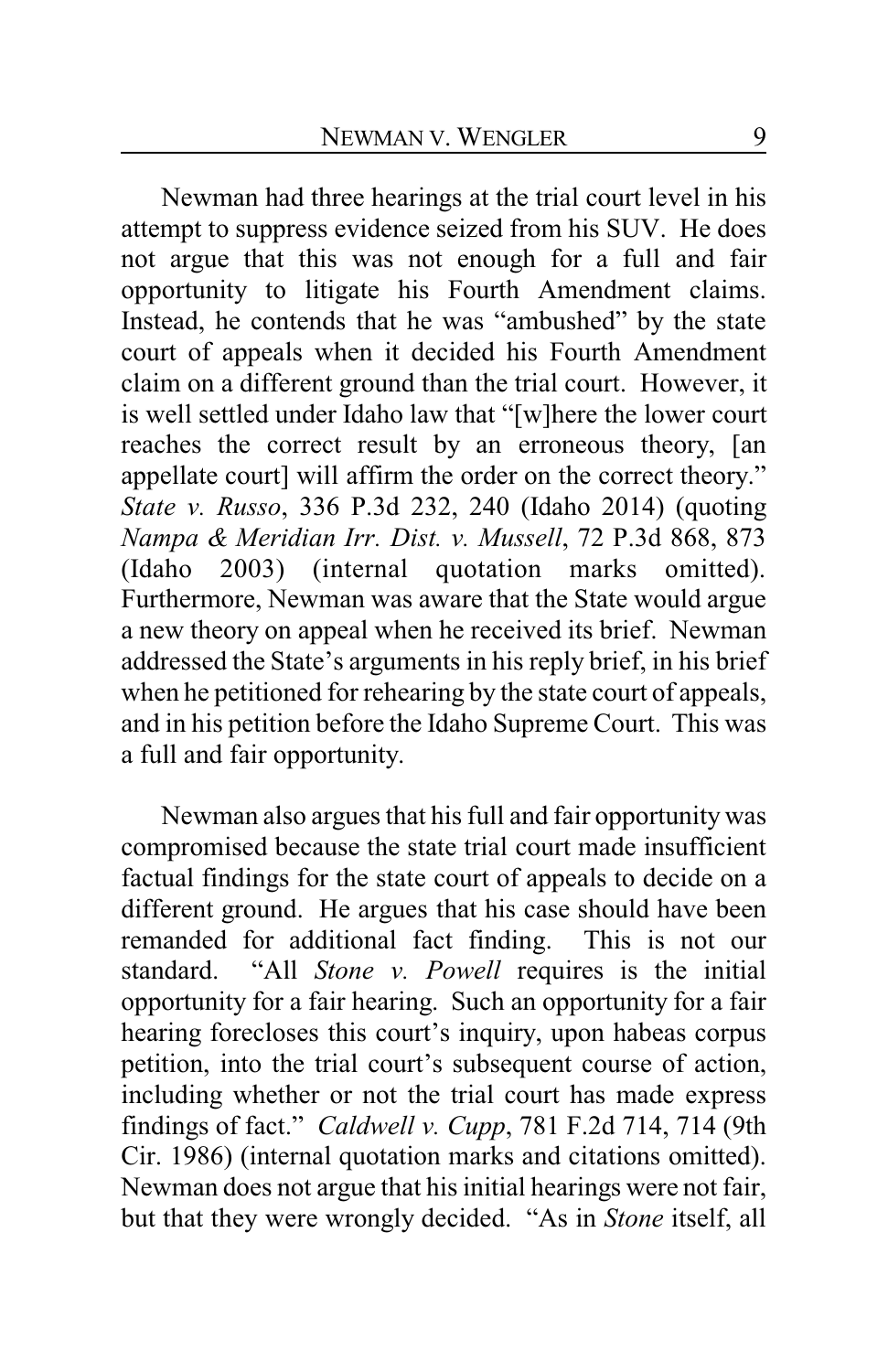Newman had three hearings at the trial court level in his attempt to suppress evidence seized from his SUV. He does not argue that this was not enough for a full and fair opportunity to litigate his Fourth Amendment claims. Instead, he contends that he was "ambushed" by the state court of appeals when it decided his Fourth Amendment claim on a different ground than the trial court. However, it is well settled under Idaho law that "[w]here the lower court reaches the correct result by an erroneous theory, [an appellate court] will affirm the order on the correct theory." *State v. Russo*, 336 P.3d 232, 240 (Idaho 2014) (quoting *Nampa & Meridian Irr. Dist. v. Mussell*, 72 P.3d 868, 873 (Idaho 2003) (internal quotation marks omitted). Furthermore, Newman was aware that the State would argue a new theory on appeal when he received its brief. Newman addressed the State's arguments in his reply brief, in his brief when he petitioned for rehearing by the state court of appeals, and in his petition before the Idaho Supreme Court. This was a full and fair opportunity.

Newman also argues that his full and fair opportunity was compromised because the state trial court made insufficient factual findings for the state court of appeals to decide on a different ground. He argues that his case should have been remanded for additional fact finding. This is not our standard. "All *Stone v. Powell* requires is the initial opportunity for a fair hearing. Such an opportunity for a fair hearing forecloses this court's inquiry, upon habeas corpus petition, into the trial court's subsequent course of action, including whether or not the trial court has made express findings of fact." *Caldwell v. Cupp*, 781 F.2d 714, 714 (9th Cir. 1986) (internal quotation marks and citations omitted). Newman does not argue that his initial hearings were not fair, but that they were wrongly decided. "As in *Stone* itself, all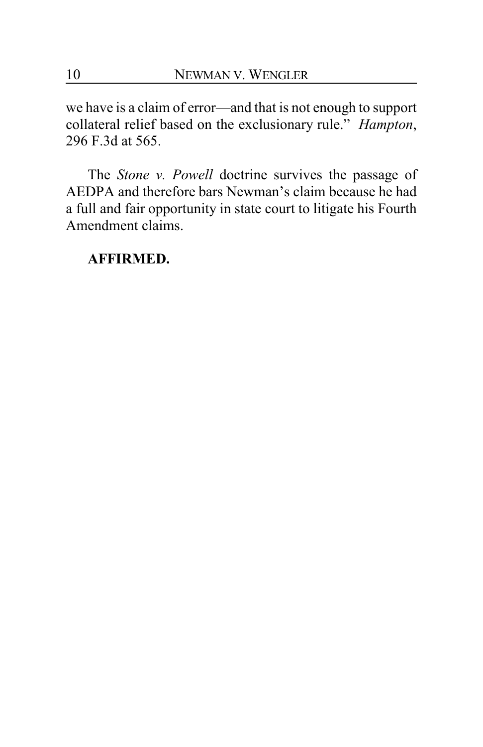we have is a claim of error—and that is not enough to support collateral relief based on the exclusionary rule." *Hampton*, 296 F.3d at 565.

The *Stone v. Powell* doctrine survives the passage of AEDPA and therefore bars Newman's claim because he had a full and fair opportunity in state court to litigate his Fourth Amendment claims.

**AFFIRMED.**